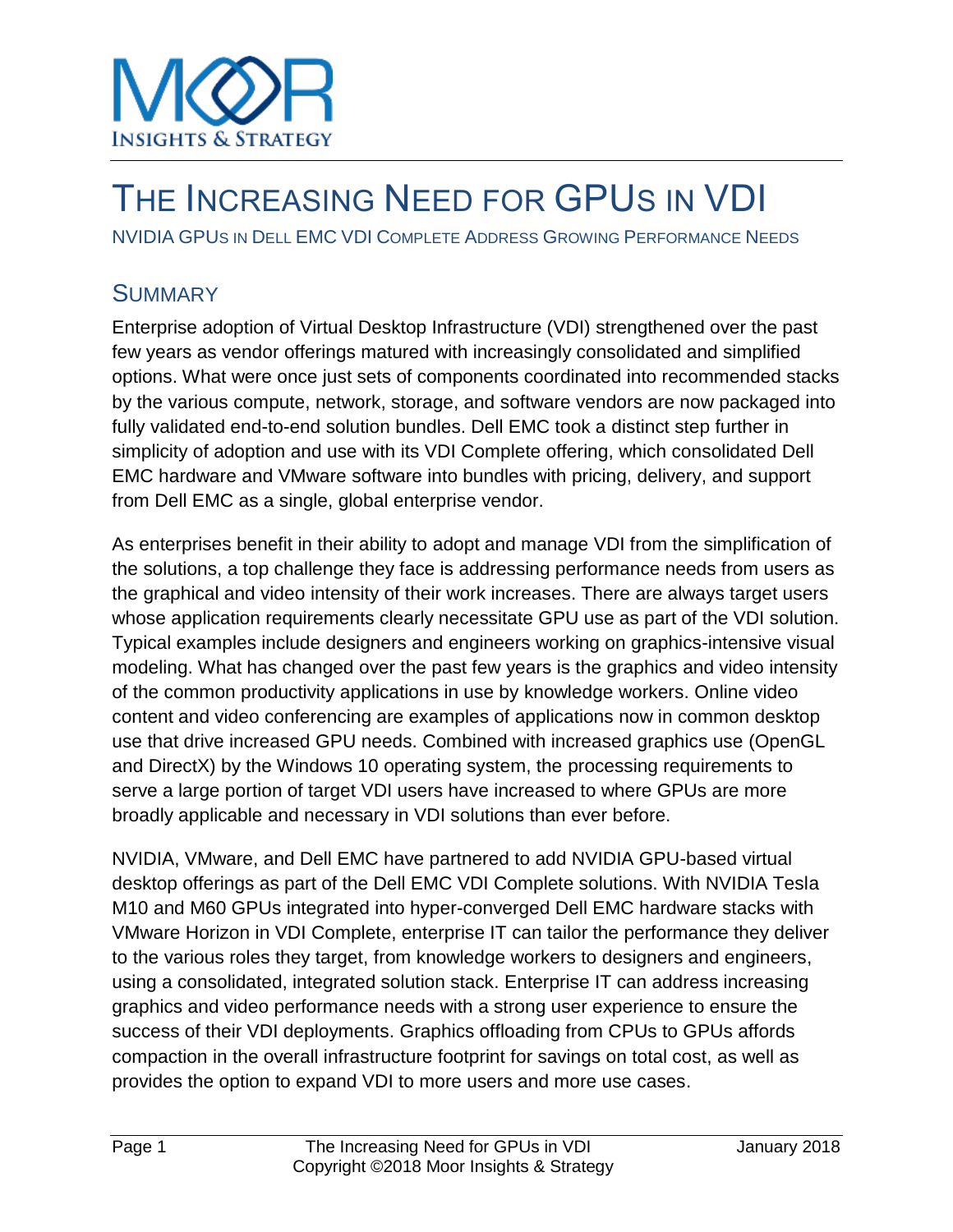# THE INCREASING NEED FOR GPUs IN VDI

NVIDIA GPUs IN DELL EMC VDI COMPLETE ADDRESS GROWING PERFORMANCE NEEDS

## SUMMARY

Enterprise adoption of Virtual Desktop Infrastructure (VDI) strengthened over the past few years as vendor offerings matured with increasingly consolidated and simplified options. What were once just sets of components coordinated into recommended stacks by the various compute, network, storage, and software vendors are now packaged into fully validated end-to-end solution bundles. Dell EMC took a distinct step further in simplicity of adoption and use with its VDI Complete offering, which consolidated Dell EMC hardware and VMware software into bundles with pricing, delivery, and support from Dell EMC as a single, global enterprise vendor.

As enterprises benefit in their ability to adopt and manage VDI from the simplification of the solutions, a top challenge they face is addressing performance needs from users as the graphical and video intensity of their work increases. There are always target users whose application requirements clearly necessitate GPU use as part of the VDI solution. Typical examples include designers and engineers working on graphics-intensive visual modeling. What has changed over the past few years is the graphics and video intensity of the common productivity applications in use by knowledge workers. Online video content and video conferencing are examples of applications now in common desktop use that drive increased GPU needs. Combined with increased graphics use (OpenGL and DirectX) by the Windows 10 operating system, the processing requirements to serve a large portion of target VDI users have increased to where GPUs are more broadly applicable and necessary in VDI solutions than ever before.

NVIDIA, VMware, and Dell EMC have partnered to add NVIDIA GPU-based virtual desktop offerings as part of the Dell EMC VDI Complete solutions. With NVIDIA Tesla M10 and M60 GPUs integrated into hyper-converged Dell EMC hardware stacks with VMware Horizon in VDI Complete, enterprise IT can tailor the performance they deliver to the various roles they target, from knowledge workers to designers and engineers, using a consolidated, integrated solution stack. Enterprise IT can address increasing graphics and video performance needs with a strong user experience to ensure the success of their VDI deployments. Graphics offloading from CPUs to GPUs affords compaction in the overall infrastructure footprint for savings on total cost, as well as provides the option to expand VDI to more users and more use cases.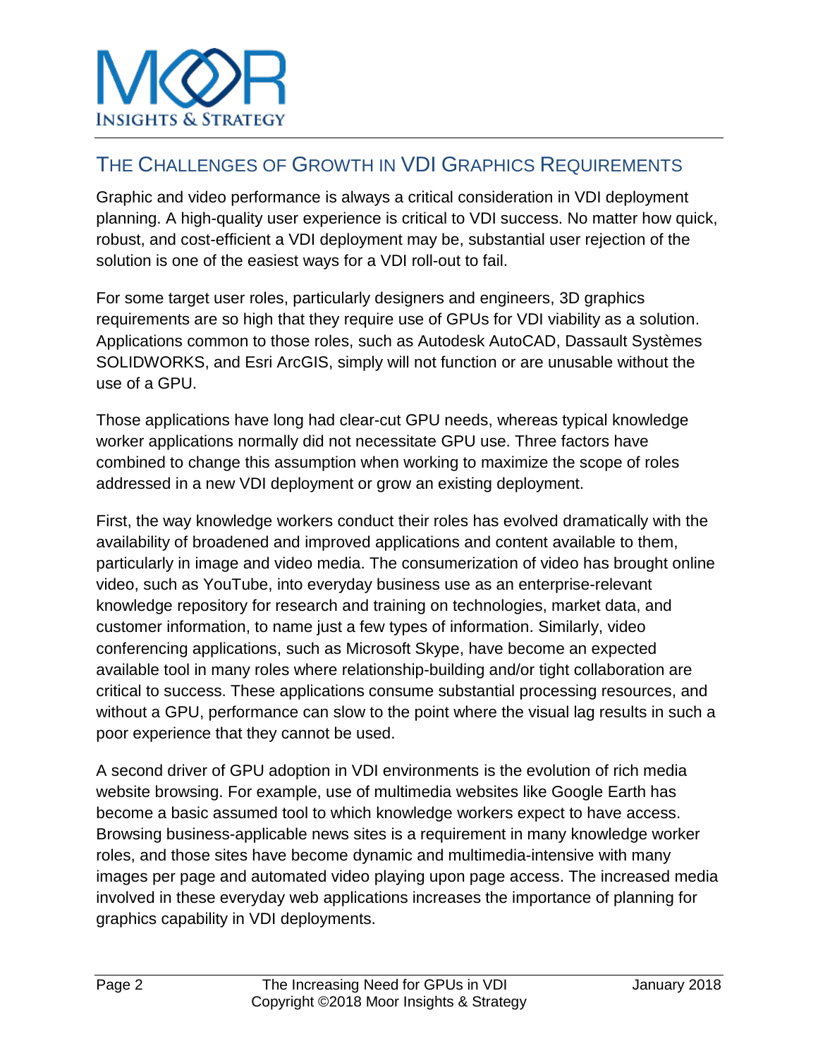## The Challenges of Growth in VDI Graphics Requirements

Graphic and video performance is always a critical consideration in VDI deployment planning. A high-quality user experience is critical to VDI success. No matter how quick, robust, and cost-efficient a VDI deployment may be, substantial user rejection of the solution is one of the easiest ways for a VDI roll-out to fail.

For some target user roles, particularly designers and engineers, 3D graphics requirements are so high that they require use of GPUs for VDI viability as a solution. Applications common to those roles, such as Autodesk AutoCAD, Dassault Systèmes SOLIDWORKS, and Esri ArcGIS, simply will not function or are unusable without the use of a GPU.

Those applications have long had clear-cut GPU needs, whereas typical knowledge worker applications normally did not necessitate GPU use. Three factors have combined to change this assumption when working to maximize the scope of roles addressed in a new VDI deployment or grow an existing deployment.

First, the way knowledge workers conduct their roles has evolved dramatically with the availability of broadened and improved applications and content available to them, particularly in image and video media. The consumerization of video has brought online video, such as YouTube, into everyday business use as an enterprise-relevant knowledge repository for research and training on technologies, market data, and customer information, to name just a few types of information. Similarly, video conferencing applications, such as Microsoft Skype, have become an expected available tool in many roles where relationship-building and/or tight collaboration are critical to success. These applications consume substantial processing resources, and without a GPU, performance can slow to the point where the visual lag results in such a poor experience that they cannot be used.

A second driver of GPU adoption in VDI environments is the evolution of rich media website browsing. For example, use of multimedia websites like Google Earth has become a basic assumed tool to which knowledge workers expect to have access. Browsing business-applicable news sites is a requirement in many knowledge worker roles, and those sites have become dynamic and multimedia-intensive with many images per page and automated video playing upon page access. The increased media involved in these everyday web applications increases the importance of planning for graphics capability in VDI deployments.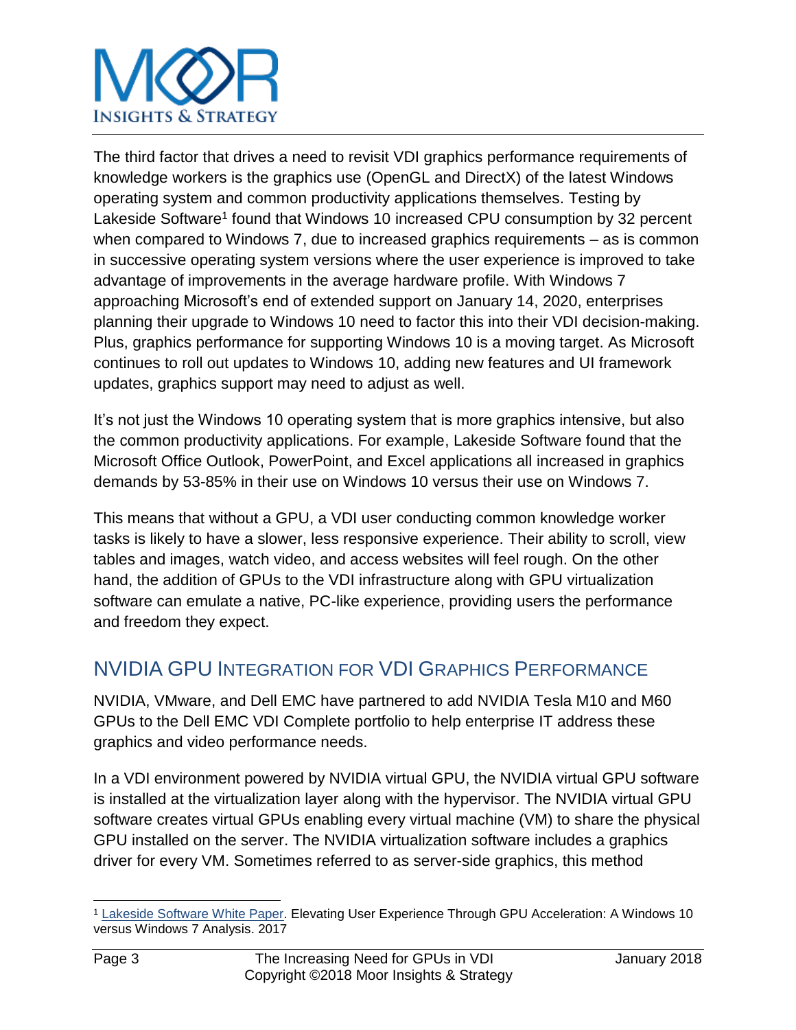The third factor that drives a need to revisit VDI graphics performance requirements of knowledge workers is the graphics use (OpenGL and DirectX) of the latest Windows operating system and common productivity applications themselves. Testing by Lakeside Software[1] found that Windows 10 increased CPU consumption by 32 percent when compared to Windows 7, due to increased graphics requirements – as is common in successive operating system versions where the user experience is improved to take advantage of improvements in the average hardware profile. With Windows 7 approaching Microsoft's end of extended support on January 14, 2020, enterprises planning their upgrade to Windows 10 need to factor this into their VDI decision-making. Plus, graphics performance for supporting Windows 10 is a moving target. As Microsoft continues to roll out updates to Windows 10, adding new features and UI framework updates, graphics support may need to adjust as well.

It's not just the Windows 10 operating system that is more graphics intensive, but also the common productivity applications. For example, Lakeside Software found that the Microsoft Office Outlook, PowerPoint, and Excel applications all increased in graphics demands by 53-85% in their use on Windows 10 versus their use on Windows 7.

This means that without a GPU, a VDI user conducting common knowledge worker tasks is likely to have a slower, less responsive experience. Their ability to scroll, view tables and images, watch video, and access websites will feel rough. On the other hand, the addition of GPUs to the VDI infrastructure along with GPU virtualization software can emulate a native, PC-like experience, providing users the performance and freedom they expect.

## NVIDIA GPU Integration for VDI Graphics Performance

NVIDIA, VMware, and Dell EMC have partnered to add NVIDIA Tesla M10 and M60 GPUs to the Dell EMC VDI Complete portfolio to help enterprise IT address these graphics and video performance needs.

In a VDI environment powered by NVIDIA virtual GPU, the NVIDIA virtual GPU software is installed at the virtualization layer along with the hypervisor. The NVIDIA virtual GPU software creates virtual GPUs enabling every virtual machine (VM) to share the physical GPU installed on the server. The NVIDIA virtualization software includes a graphics driver for every VM. Sometimes referred to as server-side graphics, this method

---

[1] Lakeside Software White Paper. Elevating User Experience Through GPU Acceleration: A Windows 10 versus Windows 7 Analysis. 2017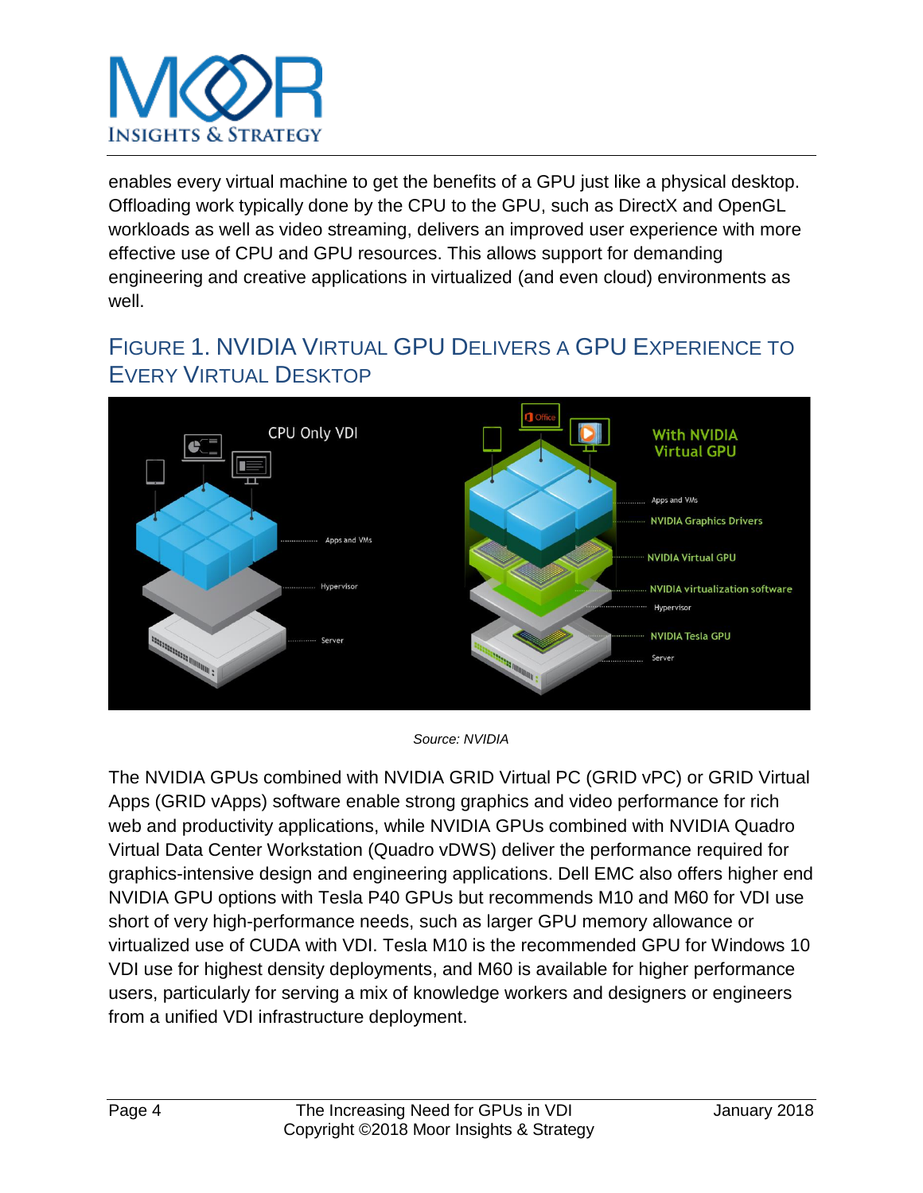enables every virtual machine to get the benefits of a GPU just like a physical desktop. Offloading work typically done by the CPU to the GPU, such as DirectX and OpenGL workloads as well as video streaming, delivers an improved user experience with more effective use of CPU and GPU resources. This allows support for demanding engineering and creative applications in virtualized (and even cloud) environments as well.

## FIGURE 1. NVIDIA VIRTUAL GPU DELIVERS A GPU EXPERIENCE TO EVERY VIRTUAL DESKTOP

*Source: NVIDIA*

The NVIDIA GPUs combined with NVIDIA GRID Virtual PC (GRID vPC) or GRID Virtual Apps (GRID vApps) software enable strong graphics and video performance for rich web and productivity applications, while NVIDIA GPUs combined with NVIDIA Quadro Virtual Data Center Workstation (Quadro vDWS) deliver the performance required for graphics-intensive design and engineering applications. Dell EMC also offers higher end NVIDIA GPU options with Tesla P40 GPUs but recommends M10 and M60 for VDI use short of very high-performance needs, such as larger GPU memory allowance or virtualized use of CUDA with VDI. Tesla M10 is the recommended GPU for Windows 10 VDI use for highest density deployments, and M60 is available for higher performance users, particularly for serving a mix of knowledge workers and designers or engineers from a unified VDI infrastructure deployment.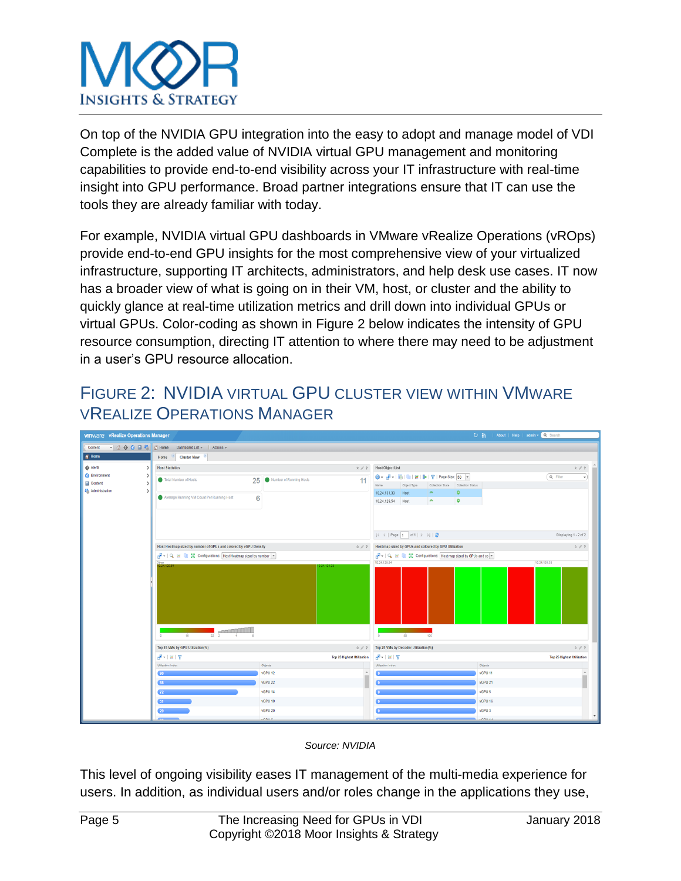On top of the NVIDIA GPU integration into the easy to adopt and manage model of VDI Complete is the added value of NVIDIA virtual GPU management and monitoring capabilities to provide end-to-end visibility across your IT infrastructure with real-time insight into GPU performance. Broad partner integrations ensure that IT can use the tools they are already familiar with today.

For example, NVIDIA virtual GPU dashboards in VMware vRealize Operations (vROps) provide end-to-end GPU insights for the most comprehensive view of your virtualized infrastructure, supporting IT architects, administrators, and help desk use cases. IT now has a broader view of what is going on in their VM, host, or cluster and the ability to quickly glance at real-time utilization metrics and drill down into individual GPUs or virtual GPUs. Color-coding as shown in Figure 2 below indicates the intensity of GPU resource consumption, directing IT attention to where there may need to be adjustment in a user's GPU resource allocation.

## Figure 2: NVIDIA virtual GPU cluster view within VMware vRealize Operations Manager

*Source: NVIDIA*

This level of ongoing visibility eases IT management of the multi-media experience for users. In addition, as individual users and/or roles change in the applications they use,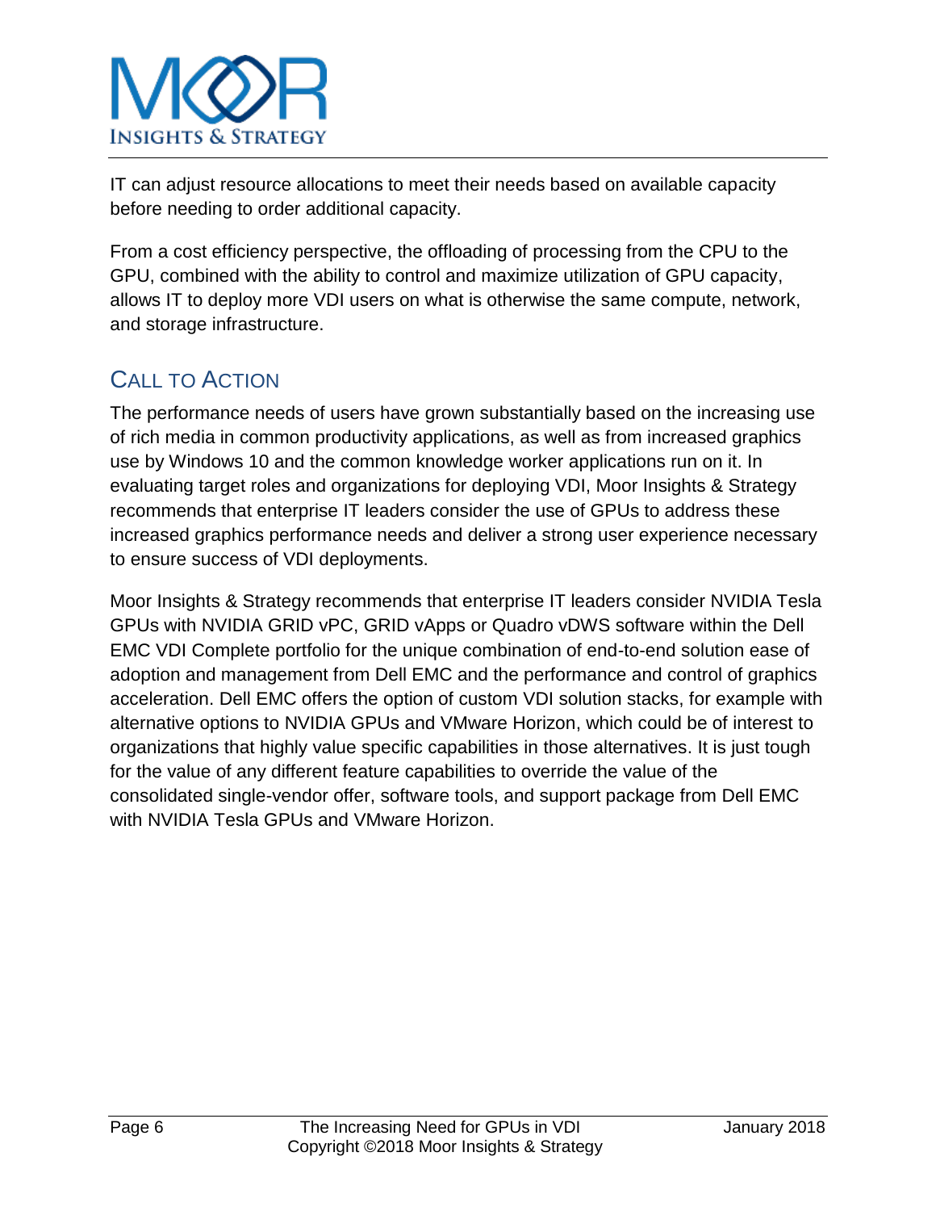IT can adjust resource allocations to meet their needs based on available capacity before needing to order additional capacity.

From a cost efficiency perspective, the offloading of processing from the CPU to the GPU, combined with the ability to control and maximize utilization of GPU capacity, allows IT to deploy more VDI users on what is otherwise the same compute, network, and storage infrastructure.

## CALL TO ACTION

The performance needs of users have grown substantially based on the increasing use of rich media in common productivity applications, as well as from increased graphics use by Windows 10 and the common knowledge worker applications run on it. In evaluating target roles and organizations for deploying VDI, Moor Insights & Strategy recommends that enterprise IT leaders consider the use of GPUs to address these increased graphics performance needs and deliver a strong user experience necessary to ensure success of VDI deployments.

Moor Insights & Strategy recommends that enterprise IT leaders consider NVIDIA Tesla GPUs with NVIDIA GRID vPC, GRID vApps or Quadro vDWS software within the Dell EMC VDI Complete portfolio for the unique combination of end-to-end solution ease of adoption and management from Dell EMC and the performance and control of graphics acceleration. Dell EMC offers the option of custom VDI solution stacks, for example with alternative options to NVIDIA GPUs and VMware Horizon, which could be of interest to organizations that highly value specific capabilities in those alternatives. It is just tough for the value of any different feature capabilities to override the value of the consolidated single-vendor offer, software tools, and support package from Dell EMC with NVIDIA Tesla GPUs and VMware Horizon.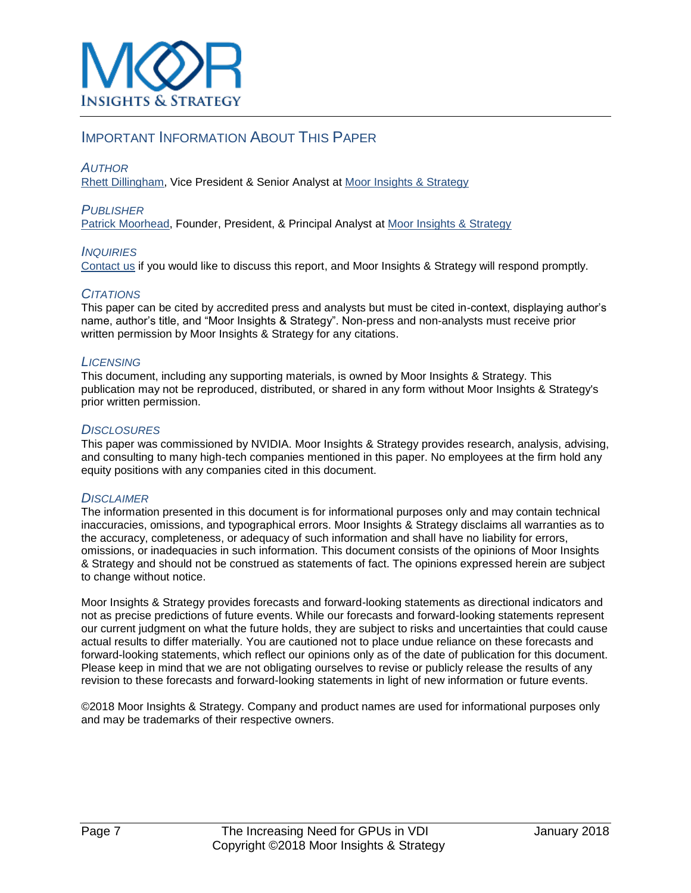MOOR INSIGHTS & STRATEGY

## Important Information About This Paper

### *Author*

Rhett Dillingham, Vice President & Senior Analyst at Moor Insights & Strategy

### *Publisher*

Patrick Moorhead, Founder, President, & Principal Analyst at Moor Insights & Strategy

### *Inquiries*

Contact us if you would like to discuss this report, and Moor Insights & Strategy will respond promptly.

### *Citations*

This paper can be cited by accredited press and analysts but must be cited in-context, displaying author's name, author's title, and "Moor Insights & Strategy". Non-press and non-analysts must receive prior written permission by Moor Insights & Strategy for any citations.

### *Licensing*

This document, including any supporting materials, is owned by Moor Insights & Strategy. This publication may not be reproduced, distributed, or shared in any form without Moor Insights & Strategy's prior written permission.

### *Disclosures*

This paper was commissioned by NVIDIA. Moor Insights & Strategy provides research, analysis, advising, and consulting to many high-tech companies mentioned in this paper. No employees at the firm hold any equity positions with any companies cited in this document.

### *Disclaimer*

The information presented in this document is for informational purposes only and may contain technical inaccuracies, omissions, and typographical errors. Moor Insights & Strategy disclaims all warranties as to the accuracy, completeness, or adequacy of such information and shall have no liability for errors, omissions, or inadequacies in such information. This document consists of the opinions of Moor Insights & Strategy and should not be construed as statements of fact. The opinions expressed herein are subject to change without notice.

Moor Insights & Strategy provides forecasts and forward-looking statements as directional indicators and not as precise predictions of future events. While our forecasts and forward-looking statements represent our current judgment on what the future holds, they are subject to risks and uncertainties that could cause actual results to differ materially. You are cautioned not to place undue reliance on these forecasts and forward-looking statements, which reflect our opinions only as of the date of publication for this document. Please keep in mind that we are not obligating ourselves to revise or publicly release the results of any revision to these forecasts and forward-looking statements in light of new information or future events.

©2018 Moor Insights & Strategy. Company and product names are used for informational purposes only and may be trademarks of their respective owners.